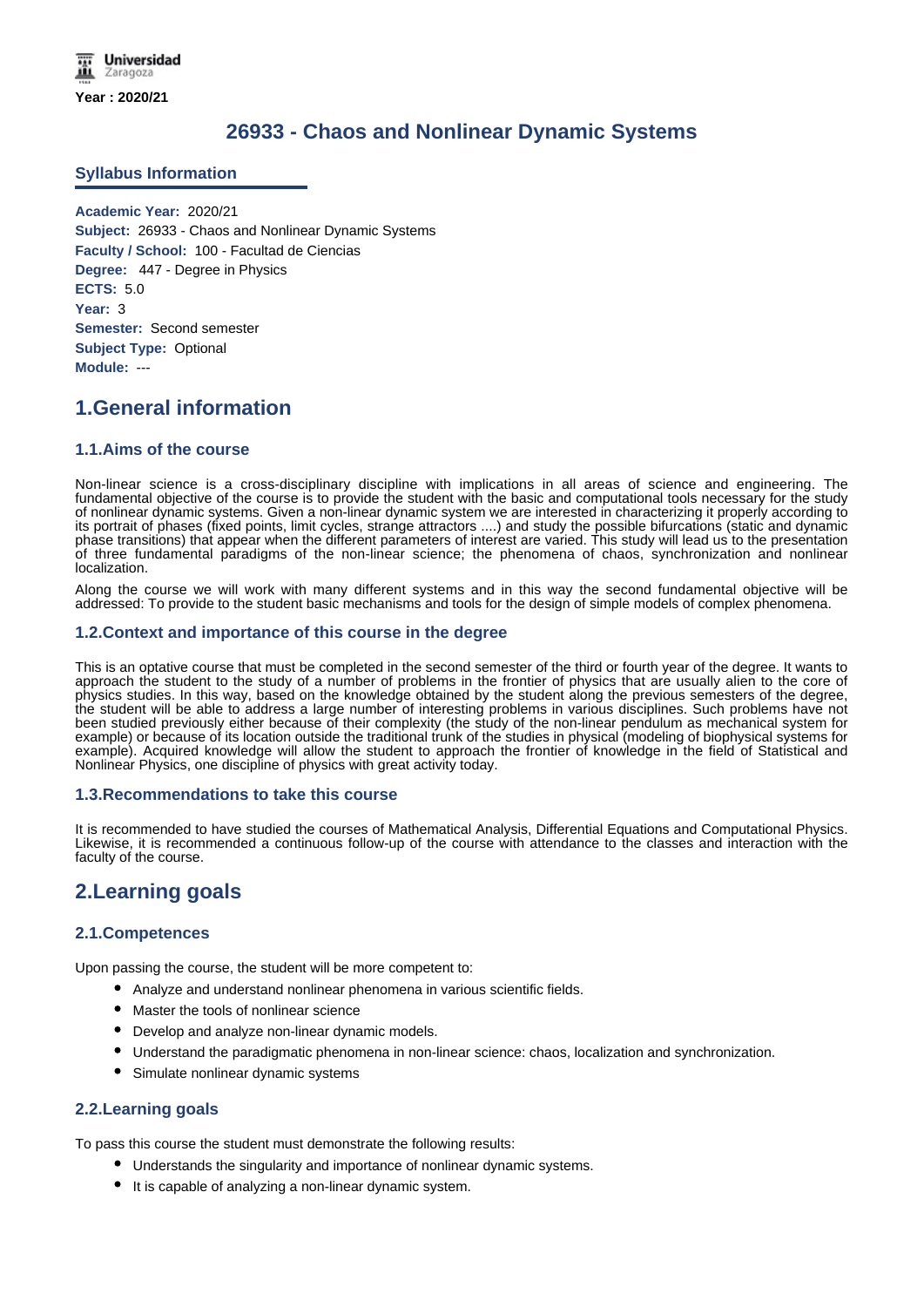Year : 2020/21

# 26933 - Chaos and Nonlinear Dynamic Systems

## Syllabus Information

**Academic Year:** 2020/21
**Subject:** 26933 - Chaos and Nonlinear Dynamic Systems
**Faculty / School:** 100 - Facultad de Ciencias
**Degree:** 447 - Degree in Physics
**ECTS:** 5.0
**Year:** 3
**Semester:** Second semester
**Subject Type:** Optional
**Module:** ---

## 1.General information

### 1.1.Aims of the course

Non-linear science is a cross-disciplinary discipline with implications in all areas of science and engineering. The fundamental objective of the course is to provide the student with the basic and computational tools necessary for the study of nonlinear dynamic systems. Given a non-linear dynamic system we are interested in characterizing it properly according to its portrait of phases (fixed points, limit cycles, strange attractors ....) and study the possible bifurcations (static and dynamic phase transitions) that appear when the different parameters of interest are varied. This study will lead us to the presentation of three fundamental paradigms of the non-linear science; the phenomena of chaos, synchronization and nonlinear localization.

Along the course we will work with many different systems and in this way the second fundamental objective will be addressed: To provide to the student basic mechanisms and tools for the design of simple models of complex phenomena.

### 1.2.Context and importance of this course in the degree

This is an optative course that must be completed in the second semester of the third or fourth year of the degree. It wants to approach the student to the study of a number of problems in the frontier of physics that are usually alien to the core of physics studies. In this way, based on the knowledge obtained by the student along the previous semesters of the degree, the student will be able to address a large number of interesting problems in various disciplines. Such problems have not been studied previously either because of their complexity (the study of the non-linear pendulum as mechanical system for example) or because of its location outside the traditional trunk of the studies in physical (modeling of biophysical systems for example). Acquired knowledge will allow the student to approach the frontier of knowledge in the field of Statistical and Nonlinear Physics, one discipline of physics with great activity today.

### 1.3.Recommendations to take this course

It is recommended to have studied the courses of Mathematical Analysis, Differential Equations and Computational Physics. Likewise, it is recommended a continuous follow-up of the course with attendance to the classes and interaction with the faculty of the course.

## 2.Learning goals

### 2.1.Competences

Upon passing the course, the student will be more competent to:

- Analyze and understand nonlinear phenomena in various scientific fields.
- Master the tools of nonlinear science
- Develop and analyze non-linear dynamic models.
- Understand the paradigmatic phenomena in non-linear science: chaos, localization and synchronization.
- Simulate nonlinear dynamic systems

### 2.2.Learning goals

To pass this course the student must demonstrate the following results:

- Understands the singularity and importance of nonlinear dynamic systems.
- It is capable of analyzing a non-linear dynamic system.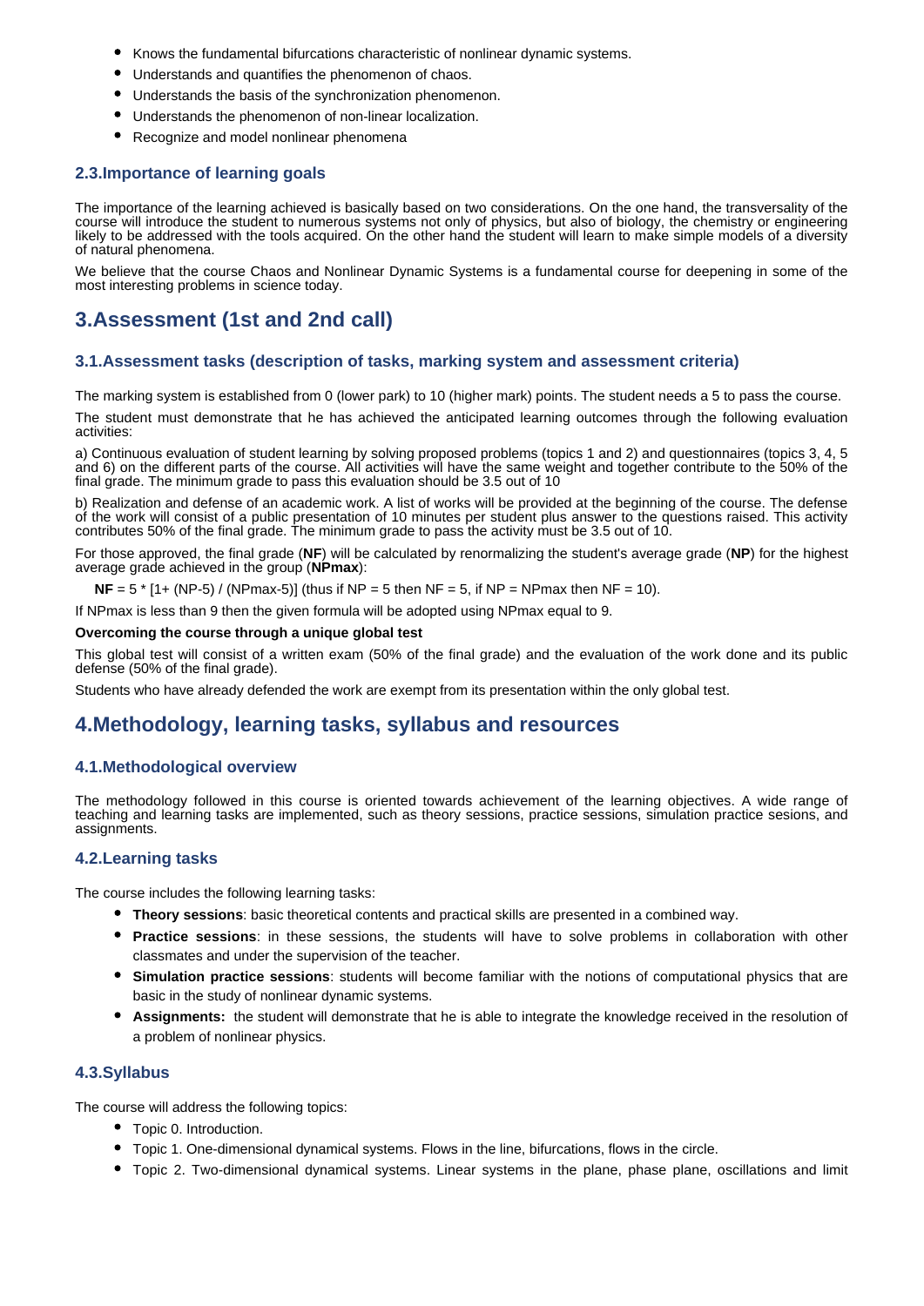- Knows the fundamental bifurcations characteristic of nonlinear dynamic systems.
- Understands and quantifies the phenomenon of chaos.
- Understands the basis of the synchronization phenomenon.
- Understands the phenomenon of non-linear localization.
- Recognize and model nonlinear phenomena

### 2.3.Importance of learning goals

The importance of the learning achieved is basically based on two considerations. On the one hand, the transversality of the course will introduce the student to numerous systems not only of physics, but also of biology, the chemistry or engineering likely to be addressed with the tools acquired. On the other hand the student will learn to make simple models of a diversity of natural phenomena.

We believe that the course Chaos and Nonlinear Dynamic Systems is a fundamental course for deepening in some of the most interesting problems in science today.

## 3.Assessment (1st and 2nd call)

### 3.1.Assessment tasks (description of tasks, marking system and assessment criteria)

The marking system is established from 0 (lower park) to 10 (higher mark) points. The student needs a 5 to pass the course.

The student must demonstrate that he has achieved the anticipated learning outcomes through the following evaluation activities:

a) Continuous evaluation of student learning by solving proposed problems (topics 1 and 2) and questionnaires (topics 3, 4, 5 and 6) on the different parts of the course. All activities will have the same weight and together contribute to the 50% of the final grade. The minimum grade to pass this evaluation should be 3.5 out of 10

b) Realization and defense of an academic work. A list of works will be provided at the beginning of the course. The defense of the work will consist of a public presentation of 10 minutes per student plus answer to the questions raised. This activity contributes 50% of the final grade. The minimum grade to pass the activity must be 3.5 out of 10.

For those approved, the final grade (**NF**) will be calculated by renormalizing the student's average grade (**NP**) for the highest average grade achieved in the group (**NPmax**):

**NF** = 5 * [1+ (NP-5) / (NPmax-5)] (thus if NP = 5 then NF = 5, if NP = NPmax then NF = 10).

If NPmax is less than 9 then the given formula will be adopted using NPmax equal to 9.

**Overcoming the course through a unique global test**

This global test will consist of a written exam (50% of the final grade) and the evaluation of the work done and its public defense (50% of the final grade).

Students who have already defended the work are exempt from its presentation within the only global test.

## 4.Methodology, learning tasks, syllabus and resources

### 4.1.Methodological overview

The methodology followed in this course is oriented towards achievement of the learning objectives. A wide range of teaching and learning tasks are implemented, such as theory sessions, practice sessions, simulation practice sesions, and assignments.

### 4.2.Learning tasks

The course includes the following learning tasks:

- **Theory sessions**: basic theoretical contents and practical skills are presented in a combined way.
- **Practice sessions**: in these sessions, the students will have to solve problems in collaboration with other classmates and under the supervision of the teacher.
- **Simulation practice sessions**: students will become familiar with the notions of computational physics that are basic in the study of nonlinear dynamic systems.
- **Assignments:** the student will demonstrate that he is able to integrate the knowledge received in the resolution of a problem of nonlinear physics.

### 4.3.Syllabus

The course will address the following topics:

- Topic 0. Introduction.
- Topic 1. One-dimensional dynamical systems. Flows in the line, bifurcations, flows in the circle.
- Topic 2. Two-dimensional dynamical systems. Linear systems in the plane, phase plane, oscillations and limit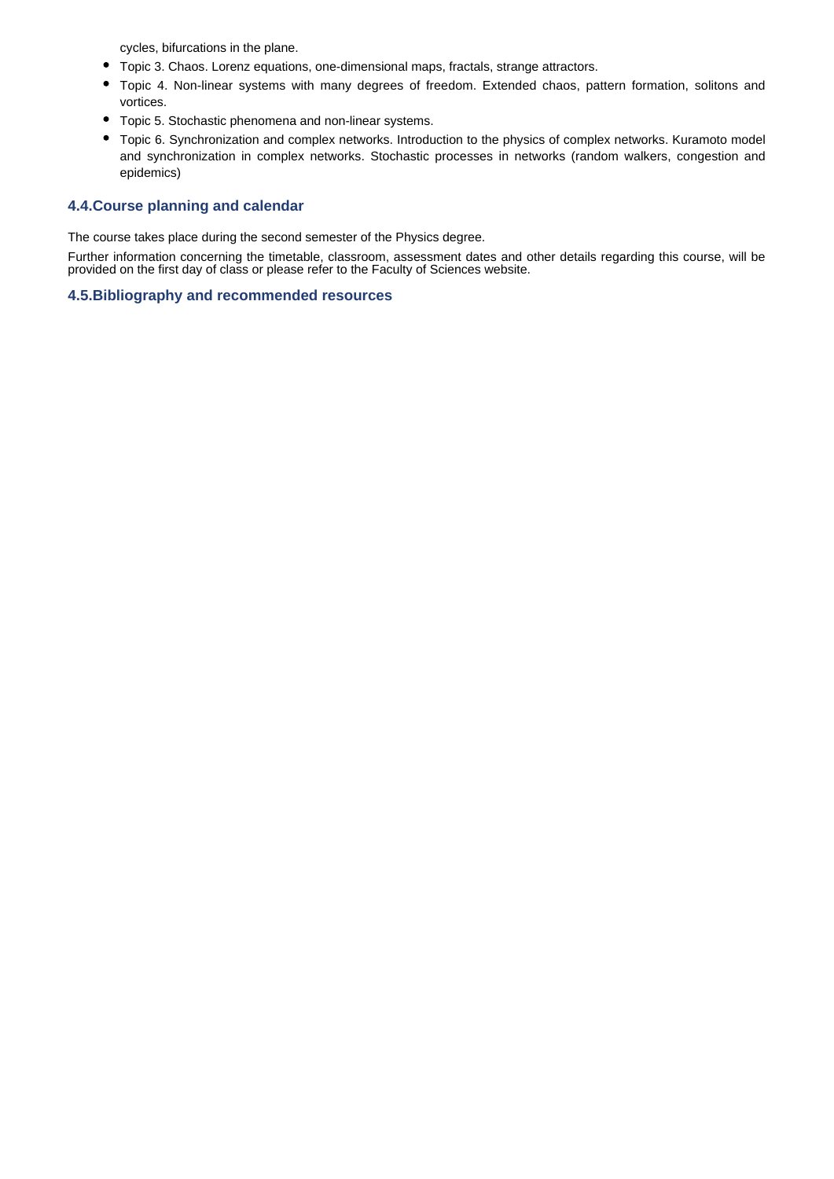cycles, bifurcations in the plane.

- Topic 3. Chaos. Lorenz equations, one-dimensional maps, fractals, strange attractors.
- Topic 4. Non-linear systems with many degrees of freedom. Extended chaos, pattern formation, solitons and vortices.
- Topic 5. Stochastic phenomena and non-linear systems.
- Topic 6. Synchronization and complex networks. Introduction to the physics of complex networks. Kuramoto model and synchronization in complex networks. Stochastic processes in networks (random walkers, congestion and epidemics)

## 4.4.Course planning and calendar

The course takes place during the second semester of the Physics degree.

Further information concerning the timetable, classroom, assessment dates and other details regarding this course, will be provided on the first day of class or please refer to the Faculty of Sciences website.

## 4.5.Bibliography and recommended resources